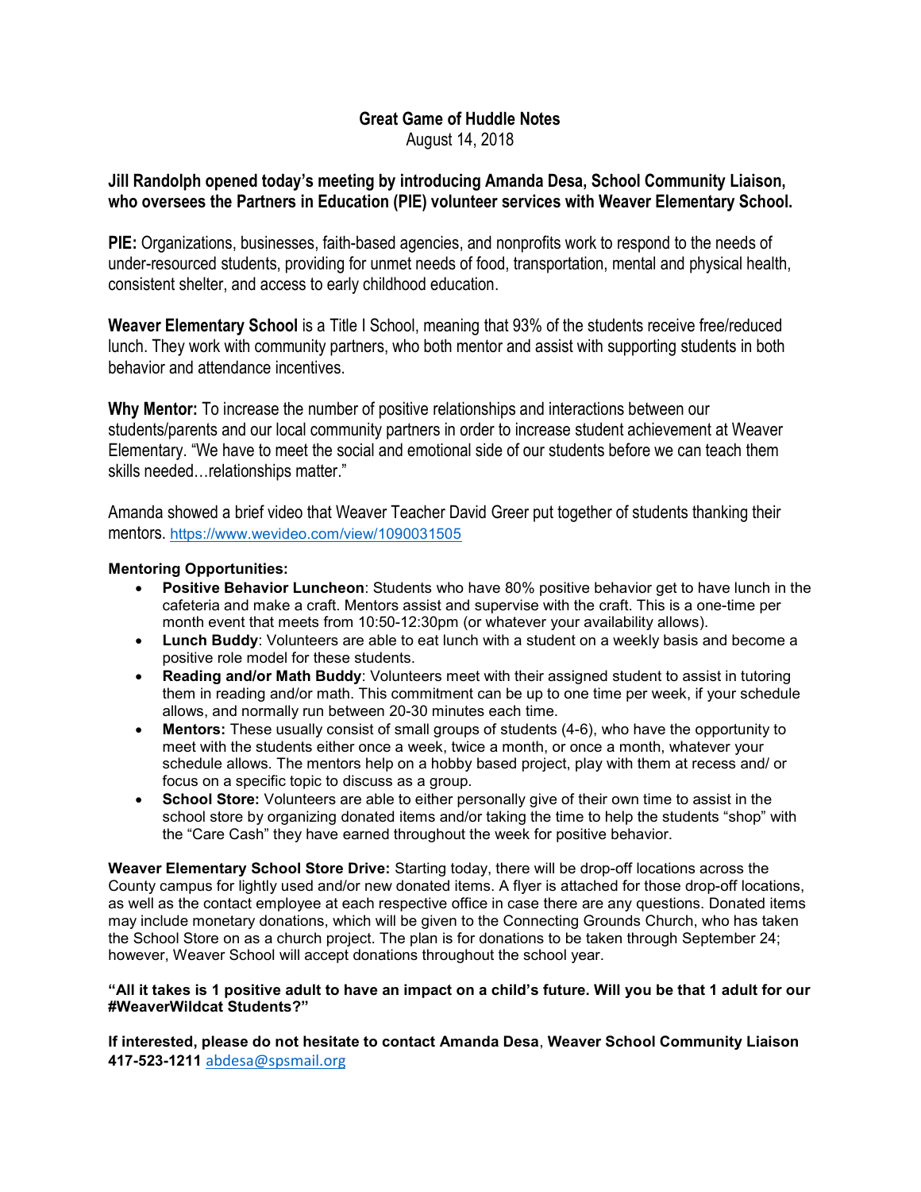# Great Game of Huddle Notes

August 14, 2018

**Jill Randolph opened today's meeting by introducing Amanda Desa, School Community Liaison, who oversees the Partners in Education (PIE) volunteer services with Weaver Elementary School.**

**PIE:** Organizations, businesses, faith-based agencies, and nonprofits work to respond to the needs of under-resourced students, providing for unmet needs of food, transportation, mental and physical health, consistent shelter, and access to early childhood education.

**Weaver Elementary School** is a Title I School, meaning that 93% of the students receive free/reduced lunch. They work with community partners, who both mentor and assist with supporting students in both behavior and attendance incentives.

**Why Mentor:** To increase the number of positive relationships and interactions between our students/parents and our local community partners in order to increase student achievement at Weaver Elementary. "We have to meet the social and emotional side of our students before we can teach them skills needed…relationships matter."

Amanda showed a brief video that Weaver Teacher David Greer put together of students thanking their mentors. https://www.wevideo.com/view/1090031505

**Mentoring Opportunities:**

- **Positive Behavior Luncheon**: Students who have 80% positive behavior get to have lunch in the cafeteria and make a craft. Mentors assist and supervise with the craft. This is a one-time per month event that meets from 10:50-12:30pm (or whatever your availability allows).
- **Lunch Buddy**: Volunteers are able to eat lunch with a student on a weekly basis and become a positive role model for these students.
- **Reading and/or Math Buddy**: Volunteers meet with their assigned student to assist in tutoring them in reading and/or math. This commitment can be up to one time per week, if your schedule allows, and normally run between 20-30 minutes each time.
- **Mentors:** These usually consist of small groups of students (4-6), who have the opportunity to meet with the students either once a week, twice a month, or once a month, whatever your schedule allows. The mentors help on a hobby based project, play with them at recess and/ or focus on a specific topic to discuss as a group.
- **School Store:** Volunteers are able to either personally give of their own time to assist in the school store by organizing donated items and/or taking the time to help the students "shop" with the "Care Cash" they have earned throughout the week for positive behavior.

**Weaver Elementary School Store Drive:** Starting today, there will be drop-off locations across the County campus for lightly used and/or new donated items. A flyer is attached for those drop-off locations, as well as the contact employee at each respective office in case there are any questions. Donated items may include monetary donations, which will be given to the Connecting Grounds Church, who has taken the School Store on as a church project. The plan is for donations to be taken through September 24; however, Weaver School will accept donations throughout the school year.

**"All it takes is 1 positive adult to have an impact on a child's future. Will you be that 1 adult for our #WeaverWildcat Students?"**

**If interested, please do not hesitate to contact Amanda Desa**, **Weaver School Community Liaison 417-523-1211** abdesa@spsmail.org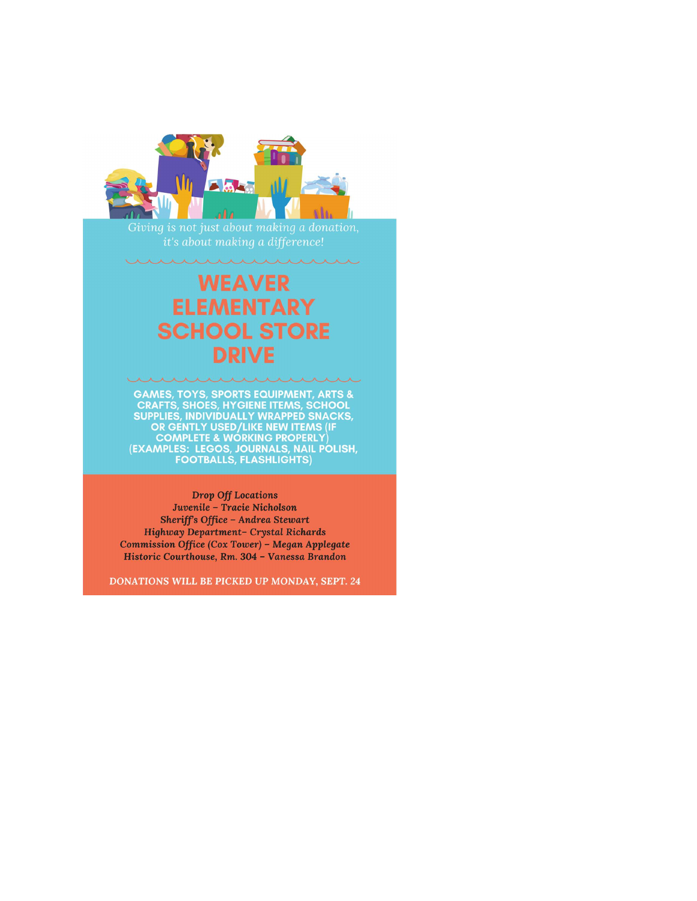*Giving is not just about making a donation, it's about making a difference!*

# WEAVER ELEMENTARY SCHOOL STORE DRIVE

**GAMES, TOYS, SPORTS EQUIPMENT, ARTS & CRAFTS, SHOES, HYGIENE ITEMS, SCHOOL SUPPLIES, INDIVIDUALLY WRAPPED SNACKS, OR GENTLY USED/LIKE NEW ITEMS (IF COMPLETE & WORKING PROPERLY) (EXAMPLES: LEGOS, JOURNALS, NAIL POLISH, FOOTBALLS, FLASHLIGHTS)**

***Drop Off Locations***
***Juvenile – Tracie Nicholson***
***Sheriff's Office – Andrea Stewart***
***Highway Department– Crystal Richards***
***Commission Office (Cox Tower) – Megan Applegate***
***Historic Courthouse, Rm. 304 – Vanessa Brandon***

**DONATIONS WILL BE PICKED UP MONDAY, SEPT. 24**